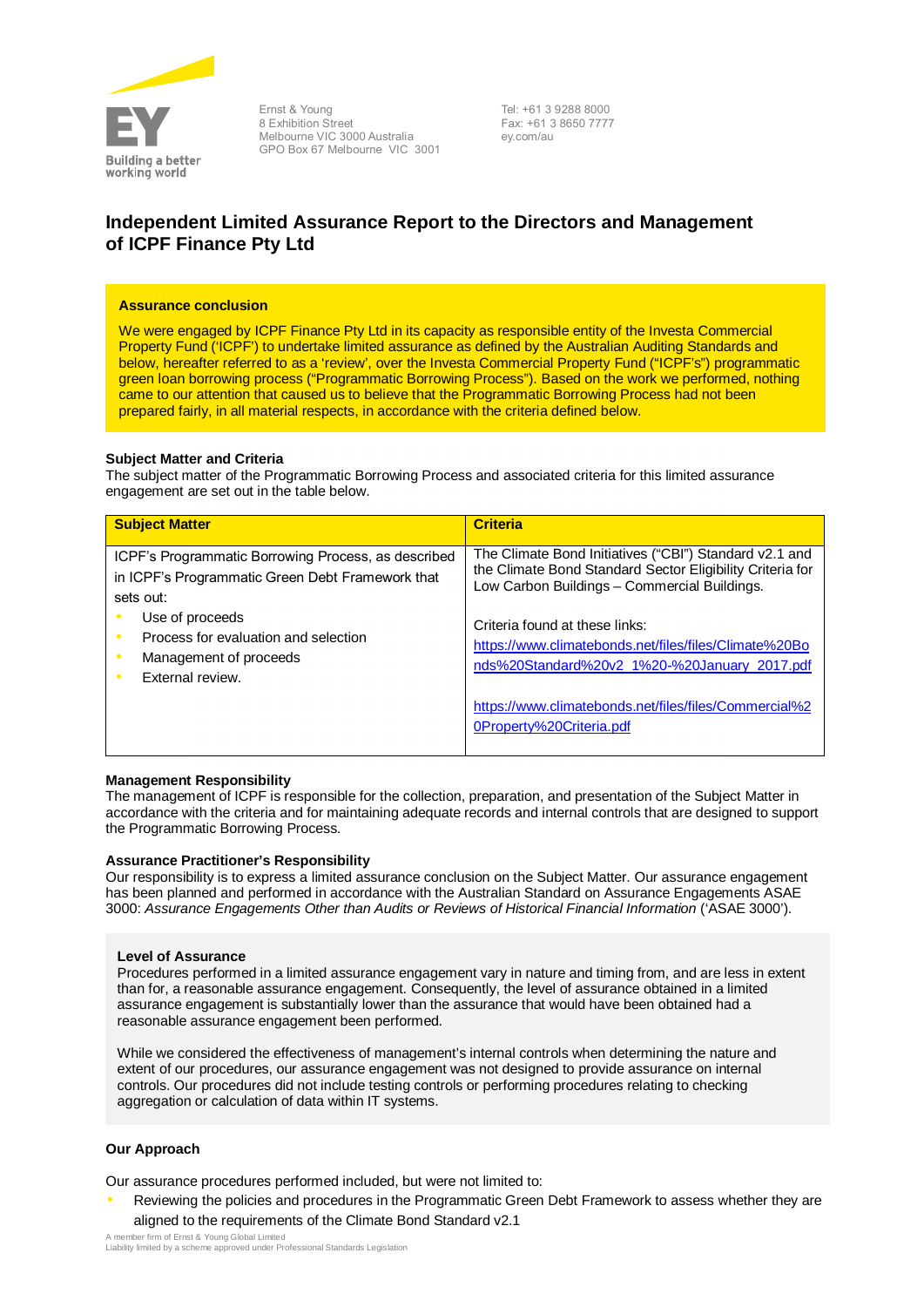Ernst & Young
8 Exhibition Street
Melbourne VIC 3000 Australia
GPO Box 67 Melbourne VIC 3001

Tel: +61 3 9288 8000
Fax: +61 3 8650 7777
ey.com/au

# Independent Limited Assurance Report to the Directors and Management of ICPF Finance Pty Ltd

**Assurance conclusion**

We were engaged by ICPF Finance Pty Ltd in its capacity as responsible entity of the Investa Commercial Property Fund ('ICPF') to undertake limited assurance as defined by the Australian Auditing Standards and below, hereafter referred to as a 'review', over the Investa Commercial Property Fund ("ICPF's") programmatic green loan borrowing process ("Programmatic Borrowing Process"). Based on the work we performed, nothing came to our attention that caused us to believe that the Programmatic Borrowing Process had not been prepared fairly, in all material respects, in accordance with the criteria defined below.

**Subject Matter and Criteria**

The subject matter of the Programmatic Borrowing Process and associated criteria for this limited assurance engagement are set out in the table below.

| Subject Matter | Criteria |
|---|---|
| ICPF's Programmatic Borrowing Process, as described in ICPF's Programmatic Green Debt Framework that sets out:<br>• Use of proceeds<br>• Process for evaluation and selection<br>• Management of proceeds<br>• External review. | The Climate Bond Initiatives ("CBI") Standard v2.1 and the Climate Bond Standard Sector Eligibility Criteria for Low Carbon Buildings – Commercial Buildings.<br><br>Criteria found at these links:<br>https://www.climatebonds.net/files/files/Climate%20Bonds%20Standard%20v2_1%20-%20January_2017.pdf<br><br>https://www.climatebonds.net/files/files/Commercial%20Property%20Criteria.pdf |

**Management Responsibility**

The management of ICPF is responsible for the collection, preparation, and presentation of the Subject Matter in accordance with the criteria and for maintaining adequate records and internal controls that are designed to support the Programmatic Borrowing Process.

**Assurance Practitioner's Responsibility**

Our responsibility is to express a limited assurance conclusion on the Subject Matter. Our assurance engagement has been planned and performed in accordance with the Australian Standard on Assurance Engagements ASAE 3000: *Assurance Engagements Other than Audits or Reviews of Historical Financial Information* ('ASAE 3000').

**Level of Assurance**

Procedures performed in a limited assurance engagement vary in nature and timing from, and are less in extent than for, a reasonable assurance engagement. Consequently, the level of assurance obtained in a limited assurance engagement is substantially lower than the assurance that would have been obtained had a reasonable assurance engagement been performed.

While we considered the effectiveness of management's internal controls when determining the nature and extent of our procedures, our assurance engagement was not designed to provide assurance on internal controls. Our procedures did not include testing controls or performing procedures relating to checking aggregation or calculation of data within IT systems.

**Our Approach**

Our assurance procedures performed included, but were not limited to:

- Reviewing the policies and procedures in the Programmatic Green Debt Framework to assess whether they are aligned to the requirements of the Climate Bond Standard v2.1

A member firm of Ernst & Young Global Limited
Liability limited by a scheme approved under Professional Standards Legislation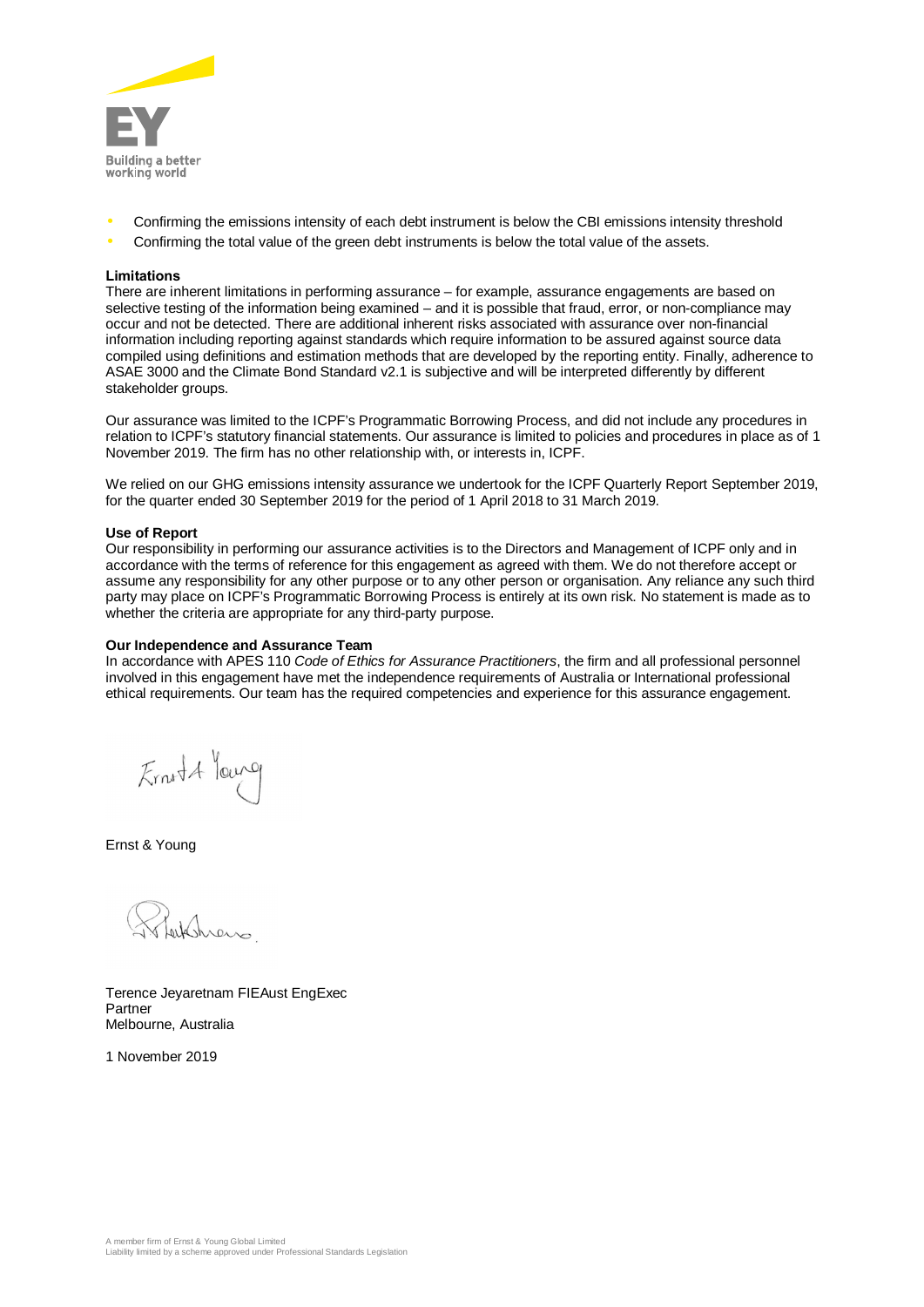- Confirming the emissions intensity of each debt instrument is below the CBI emissions intensity threshold
- Confirming the total value of the green debt instruments is below the total value of the assets.

**Limitations**

There are inherent limitations in performing assurance – for example, assurance engagements are based on selective testing of the information being examined – and it is possible that fraud, error, or non-compliance may occur and not be detected. There are additional inherent risks associated with assurance over non-financial information including reporting against standards which require information to be assured against source data compiled using definitions and estimation methods that are developed by the reporting entity. Finally, adherence to ASAE 3000 and the Climate Bond Standard v2.1 is subjective and will be interpreted differently by different stakeholder groups.

Our assurance was limited to the ICPF's Programmatic Borrowing Process, and did not include any procedures in relation to ICPF's statutory financial statements. Our assurance is limited to policies and procedures in place as of 1 November 2019. The firm has no other relationship with, or interests in, ICPF.

We relied on our GHG emissions intensity assurance we undertook for the ICPF Quarterly Report September 2019, for the quarter ended 30 September 2019 for the period of 1 April 2018 to 31 March 2019.

**Use of Report**

Our responsibility in performing our assurance activities is to the Directors and Management of ICPF only and in accordance with the terms of reference for this engagement as agreed with them. We do not therefore accept or assume any responsibility for any other purpose or to any other person or organisation. Any reliance any such third party may place on ICPF's Programmatic Borrowing Process is entirely at its own risk. No statement is made as to whether the criteria are appropriate for any third-party purpose.

**Our Independence and Assurance Team**

In accordance with APES 110 *Code of Ethics for Assurance Practitioners*, the firm and all professional personnel involved in this engagement have met the independence requirements of Australia or International professional ethical requirements. Our team has the required competencies and experience for this assurance engagement.

Ernst & Young

Terence Jeyaretnam FIEAust EngExec
Partner
Melbourne, Australia

1 November 2019

A member firm of Ernst & Young Global Limited
Liability limited by a scheme approved under Professional Standards Legislation